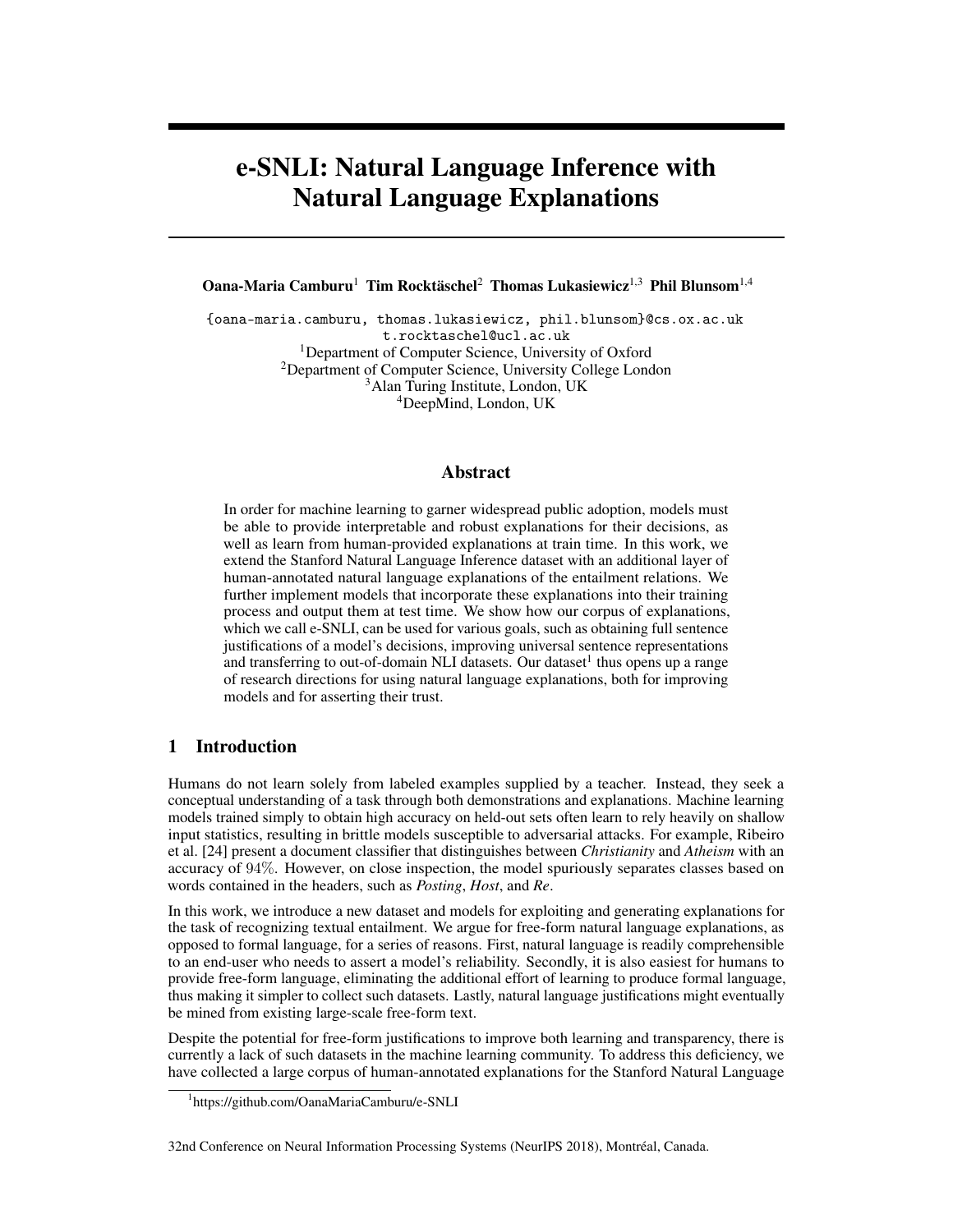# e-SNLI: Natural Language Inference with Natural Language Explanations

**Oana-Maria Camburu**[1] **Tim Rocktäschel**[2] **Thomas Lukasiewicz**[1,3] **Phil Blunsom**[1,4]

{oana-maria.camburu, thomas.lukasiewicz, phil.blunsom}@cs.ox.ac.uk
t.rocktaschel@ucl.ac.uk

[1]Department of Computer Science, University of Oxford
[2]Department of Computer Science, University College London
[3]Alan Turing Institute, London, UK
[4]DeepMind, London, UK

## Abstract

In order for machine learning to garner widespread public adoption, models must be able to provide interpretable and robust explanations for their decisions, as well as learn from human-provided explanations at train time. In this work, we extend the Stanford Natural Language Inference dataset with an additional layer of human-annotated natural language explanations of the entailment relations. We further implement models that incorporate these explanations into their training process and output them at test time. We show how our corpus of explanations, which we call e-SNLI, can be used for various goals, such as obtaining full sentence justifications of a model's decisions, improving universal sentence representations and transferring to out-of-domain NLI datasets. Our dataset[1] thus opens up a range of research directions for using natural language explanations, both for improving models and for asserting their trust.

## 1 Introduction

Humans do not learn solely from labeled examples supplied by a teacher. Instead, they seek a conceptual understanding of a task through both demonstrations and explanations. Machine learning models trained simply to obtain high accuracy on held-out sets often learn to rely heavily on shallow input statistics, resulting in brittle models susceptible to adversarial attacks. For example, Ribeiro et al. [24] present a document classifier that distinguishes between *Christianity* and *Atheism* with an accuracy of 94%. However, on close inspection, the model spuriously separates classes based on words contained in the headers, such as *Posting*, *Host*, and *Re*.

In this work, we introduce a new dataset and models for exploiting and generating explanations for the task of recognizing textual entailment. We argue for free-form natural language explanations, as opposed to formal language, for a series of reasons. First, natural language is readily comprehensible to an end-user who needs to assert a model's reliability. Secondly, it is also easiest for humans to provide free-form language, eliminating the additional effort of learning to produce formal language, thus making it simpler to collect such datasets. Lastly, natural language justifications might eventually be mined from existing large-scale free-form text.

Despite the potential for free-form justifications to improve both learning and transparency, there is currently a lack of such datasets in the machine learning community. To address this deficiency, we have collected a large corpus of human-annotated explanations for the Stanford Natural Language

[1]https://github.com/OanaMariaCamburu/e-SNLI

32nd Conference on Neural Information Processing Systems (NeurIPS 2018), Montréal, Canada.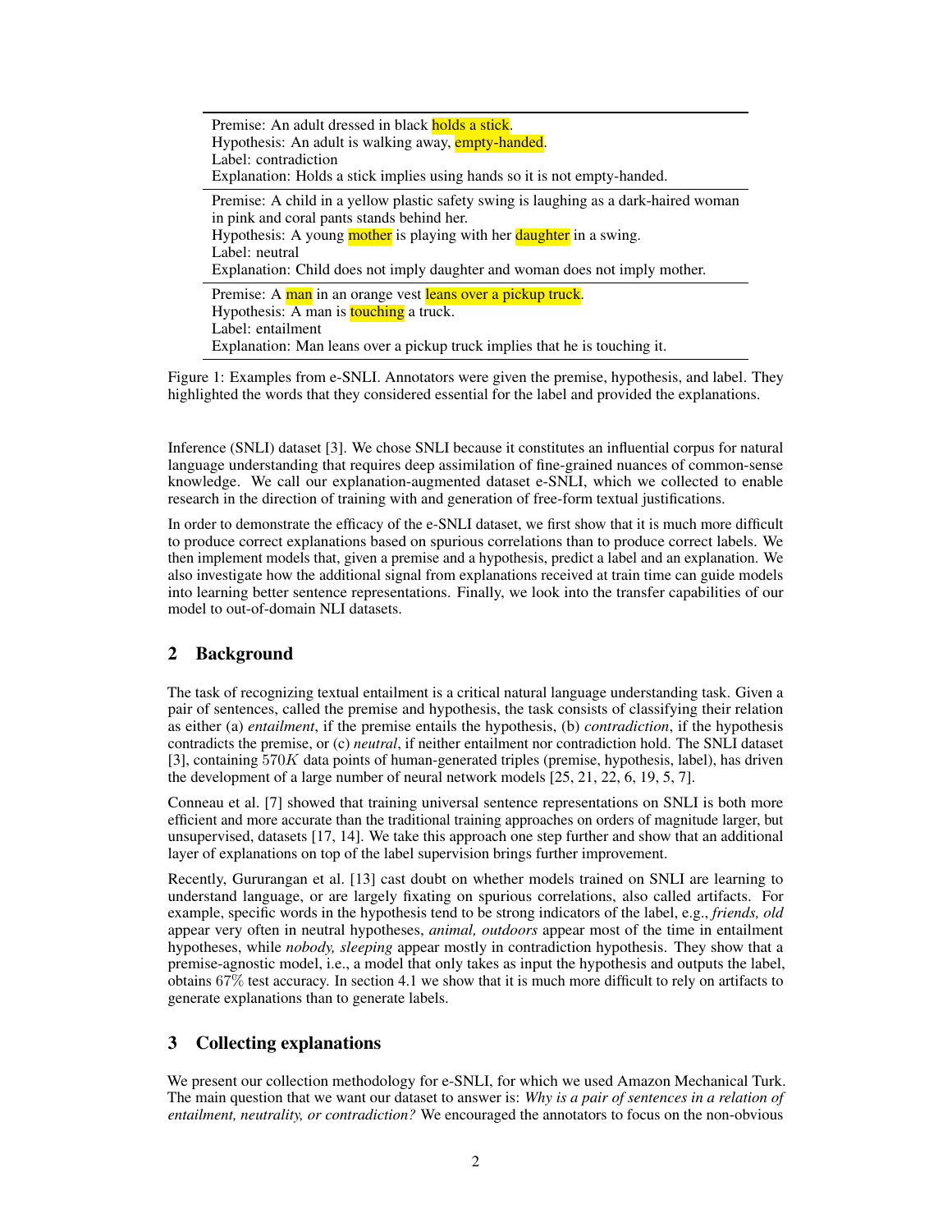Premise: An adult dressed in black **holds a stick**.
Hypothesis: An adult is walking away, **empty-handed**.
Label: contradiction
Explanation: Holds a stick implies using hands so it is not empty-handed.

---

Premise: A child in a yellow plastic safety swing is laughing as a dark-haired woman in pink and coral pants stands behind her.
Hypothesis: A young **mother** is playing with her **daughter** in a swing.
Label: neutral
Explanation: Child does not imply daughter and woman does not imply mother.

---

Premise: A **man** in an orange vest **leans over a pickup truck**.
Hypothesis: A man is **touching** a truck.
Label: entailment
Explanation: Man leans over a pickup truck implies that he is touching it.

Figure 1: Examples from e-SNLI. Annotators were given the premise, hypothesis, and label. They highlighted the words that they considered essential for the label and provided the explanations.

Inference (SNLI) dataset [3]. We chose SNLI because it constitutes an influential corpus for natural language understanding that requires deep assimilation of fine-grained nuances of common-sense knowledge. We call our explanation-augmented dataset e-SNLI, which we collected to enable research in the direction of training with and generation of free-form textual justifications.

In order to demonstrate the efficacy of the e-SNLI dataset, we first show that it is much more difficult to produce correct explanations based on spurious correlations than to produce correct labels. We then implement models that, given a premise and a hypothesis, predict a label and an explanation. We also investigate how the additional signal from explanations received at train time can guide models into learning better sentence representations. Finally, we look into the transfer capabilities of our model to out-of-domain NLI datasets.

## 2 Background

The task of recognizing textual entailment is a critical natural language understanding task. Given a pair of sentences, called the premise and hypothesis, the task consists of classifying their relation as either (a) *entailment*, if the premise entails the hypothesis, (b) *contradiction*, if the hypothesis contradicts the premise, or (c) *neutral*, if neither entailment nor contradiction hold. The SNLI dataset [3], containing $570K$ data points of human-generated triples (premise, hypothesis, label), has driven the development of a large number of neural network models [25, 21, 22, 6, 19, 5, 7].

Conneau et al. [7] showed that training universal sentence representations on SNLI is both more efficient and more accurate than the traditional training approaches on orders of magnitude larger, but unsupervised, datasets [17, 14]. We take this approach one step further and show that an additional layer of explanations on top of the label supervision brings further improvement.

Recently, Gururangan et al. [13] cast doubt on whether models trained on SNLI are learning to understand language, or are largely fixating on spurious correlations, also called artifacts. For example, specific words in the hypothesis tend to be strong indicators of the label, e.g., *friends, old* appear very often in neutral hypotheses, *animal, outdoors* appear most of the time in entailment hypotheses, while *nobody, sleeping* appear mostly in contradiction hypothesis. They show that a premise-agnostic model, i.e., a model that only takes as input the hypothesis and outputs the label, obtains 67% test accuracy. In section 4.1 we show that it is much more difficult to rely on artifacts to generate explanations than to generate labels.

## 3 Collecting explanations

We present our collection methodology for e-SNLI, for which we used Amazon Mechanical Turk. The main question that we want our dataset to answer is: *Why is a pair of sentences in a relation of entailment, neutrality, or contradiction?* We encouraged the annotators to focus on the non-obvious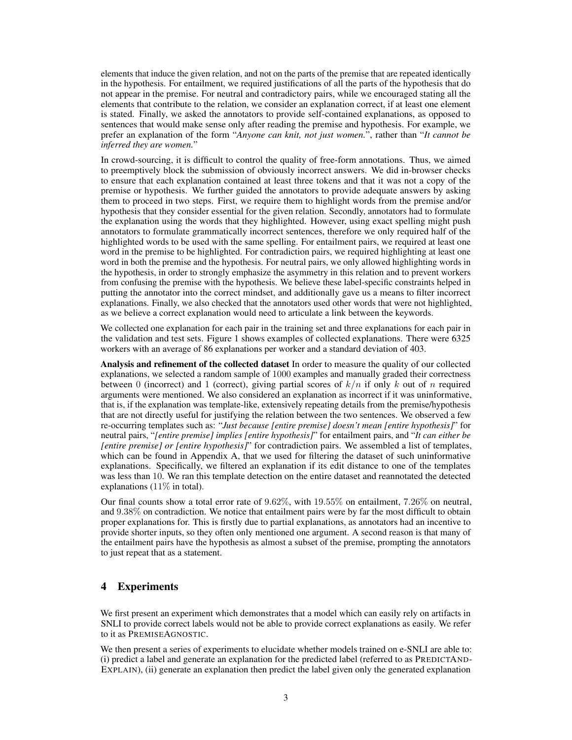elements that induce the given relation, and not on the parts of the premise that are repeated identically in the hypothesis. For entailment, we required justifications of all the parts of the hypothesis that do not appear in the premise. For neutral and contradictory pairs, while we encouraged stating all the elements that contribute to the relation, we consider an explanation correct, if at least one element is stated. Finally, we asked the annotators to provide self-contained explanations, as opposed to sentences that would make sense only after reading the premise and hypothesis. For example, we prefer an explanation of the form "*Anyone can knit, not just women.*", rather than "*It cannot be inferred they are women.*"

In crowd-sourcing, it is difficult to control the quality of free-form annotations. Thus, we aimed to preemptively block the submission of obviously incorrect answers. We did in-browser checks to ensure that each explanation contained at least three tokens and that it was not a copy of the premise or hypothesis. We further guided the annotators to provide adequate answers by asking them to proceed in two steps. First, we require them to highlight words from the premise and/or hypothesis that they consider essential for the given relation. Secondly, annotators had to formulate the explanation using the words that they highlighted. However, using exact spelling might push annotators to formulate grammatically incorrect sentences, therefore we only required half of the highlighted words to be used with the same spelling. For entailment pairs, we required at least one word in the premise to be highlighted. For contradiction pairs, we required highlighting at least one word in both the premise and the hypothesis. For neutral pairs, we only allowed highlighting words in the hypothesis, in order to strongly emphasize the asymmetry in this relation and to prevent workers from confusing the premise with the hypothesis. We believe these label-specific constraints helped in putting the annotator into the correct mindset, and additionally gave us a means to filter incorrect explanations. Finally, we also checked that the annotators used other words that were not highlighted, as we believe a correct explanation would need to articulate a link between the keywords.

We collected one explanation for each pair in the training set and three explanations for each pair in the validation and test sets. Figure 1 shows examples of collected explanations. There were 6325 workers with an average of 86 explanations per worker and a standard deviation of 403.

**Analysis and refinement of the collected dataset** In order to measure the quality of our collected explanations, we selected a random sample of 1000 examples and manually graded their correctness between 0 (incorrect) and 1 (correct), giving partial scores of $k/n$ if only $k$ out of $n$ required arguments were mentioned. We also considered an explanation as incorrect if it was uninformative, that is, if the explanation was template-like, extensively repeating details from the premise/hypothesis that are not directly useful for justifying the relation between the two sentences. We observed a few re-occurring templates such as: "*Just because [entire premise] doesn't mean [entire hypothesis]*" for neutral pairs, "*[entire premise] implies [entire hypothesis]*" for entailment pairs, and "*It can either be [entire premise] or [entire hypothesis]*" for contradiction pairs. We assembled a list of templates, which can be found in Appendix A, that we used for filtering the dataset of such uninformative explanations. Specifically, we filtered an explanation if its edit distance to one of the templates was less than 10. We ran this template detection on the entire dataset and reannotated the detected explanations (11% in total).

Our final counts show a total error rate of 9.62%, with 19.55% on entailment, 7.26% on neutral, and 9.38% on contradiction. We notice that entailment pairs were by far the most difficult to obtain proper explanations for. This is firstly due to partial explanations, as annotators had an incentive to provide shorter inputs, so they often only mentioned one argument. A second reason is that many of the entailment pairs have the hypothesis as almost a subset of the premise, prompting the annotators to just repeat that as a statement.

## 4 Experiments

We first present an experiment which demonstrates that a model which can easily rely on artifacts in SNLI to provide correct labels would not be able to provide correct explanations as easily. We refer to it as PREMISEAGNOSTIC.

We then present a series of experiments to elucidate whether models trained on e-SNLI are able to: (i) predict a label and generate an explanation for the predicted label (referred to as PREDICTAND-EXPLAIN), (ii) generate an explanation then predict the label given only the generated explanation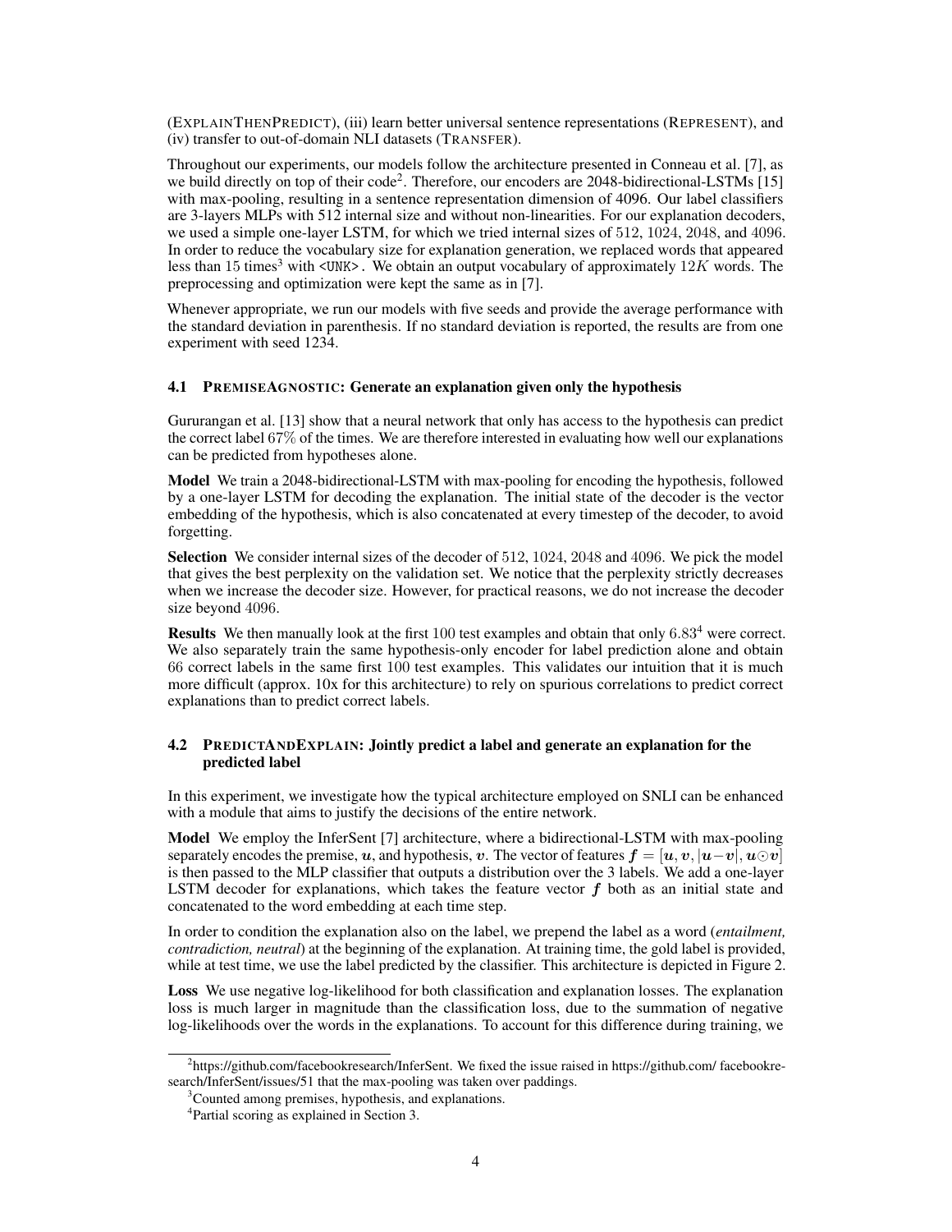(ExplainThenPredict), (iii) learn better universal sentence representations (Represent), and (iv) transfer to out-of-domain NLI datasets (Transfer).

Throughout our experiments, our models follow the architecture presented in Conneau et al. [7], as we build directly on top of their code[2]. Therefore, our encoders are 2048-bidirectional-LSTMs [15] with max-pooling, resulting in a sentence representation dimension of 4096. Our label classifiers are 3-layers MLPs with 512 internal size and without non-linearities. For our explanation decoders, we used a simple one-layer LSTM, for which we tried internal sizes of $512$, $1024$, $2048$, and $4096$. In order to reduce the vocabulary size for explanation generation, we replaced words that appeared less than 15 times[3] with `<UNK>`. We obtain an output vocabulary of approximately $12K$ words. The preprocessing and optimization were kept the same as in [7].

Whenever appropriate, we run our models with five seeds and provide the average performance with the standard deviation in parenthesis. If no standard deviation is reported, the results are from one experiment with seed 1234.

### 4.1 PremiseAgnostic: Generate an explanation given only the hypothesis

Gururangan et al. [13] show that a neural network that only has access to the hypothesis can predict the correct label $67\%$ of the times. We are therefore interested in evaluating how well our explanations can be predicted from hypotheses alone.

**Model** We train a 2048-bidirectional-LSTM with max-pooling for encoding the hypothesis, followed by a one-layer LSTM for decoding the explanation. The initial state of the decoder is the vector embedding of the hypothesis, which is also concatenated at every timestep of the decoder, to avoid forgetting.

**Selection** We consider internal sizes of the decoder of $512$, $1024$, $2048$ and $4096$. We pick the model that gives the best perplexity on the validation set. We notice that the perplexity strictly decreases when we increase the decoder size. However, for practical reasons, we do not increase the decoder size beyond $4096$.

**Results** We then manually look at the first $100$ test examples and obtain that only $6.83$[4] were correct. We also separately train the same hypothesis-only encoder for label prediction alone and obtain $66$ correct labels in the same first $100$ test examples. This validates our intuition that it is much more difficult (approx. 10x for this architecture) to rely on spurious correlations to predict correct explanations than to predict correct labels.

### 4.2 PredictAndExplain: Jointly predict a label and generate an explanation for the predicted label

In this experiment, we investigate how the typical architecture employed on SNLI can be enhanced with a module that aims to justify the decisions of the entire network.

**Model** We employ the InferSent [7] architecture, where a bidirectional-LSTM with max-pooling separately encodes the premise, $\boldsymbol{u}$, and hypothesis, $\boldsymbol{v}$. The vector of features $\boldsymbol{f} = [\boldsymbol{u}, \boldsymbol{v}, |\boldsymbol{u}-\boldsymbol{v}|, \boldsymbol{u}\odot\boldsymbol{v}]$ is then passed to the MLP classifier that outputs a distribution over the 3 labels. We add a one-layer LSTM decoder for explanations, which takes the feature vector $\boldsymbol{f}$ both as an initial state and concatenated to the word embedding at each time step.

In order to condition the explanation also on the label, we prepend the label as a word (*entailment, contradiction, neutral*) at the beginning of the explanation. At training time, the gold label is provided, while at test time, we use the label predicted by the classifier. This architecture is depicted in Figure 2.

**Loss** We use negative log-likelihood for both classification and explanation losses. The explanation loss is much larger in magnitude than the classification loss, due to the summation of negative log-likelihoods over the words in the explanations. To account for this difference during training, we

---

[2] https://github.com/facebookresearch/InferSent. We fixed the issue raised in https://github.com/ facebookresearch/InferSent/issues/51 that the max-pooling was taken over paddings.

[3] Counted among premises, hypothesis, and explanations.

[4] Partial scoring as explained in Section 3.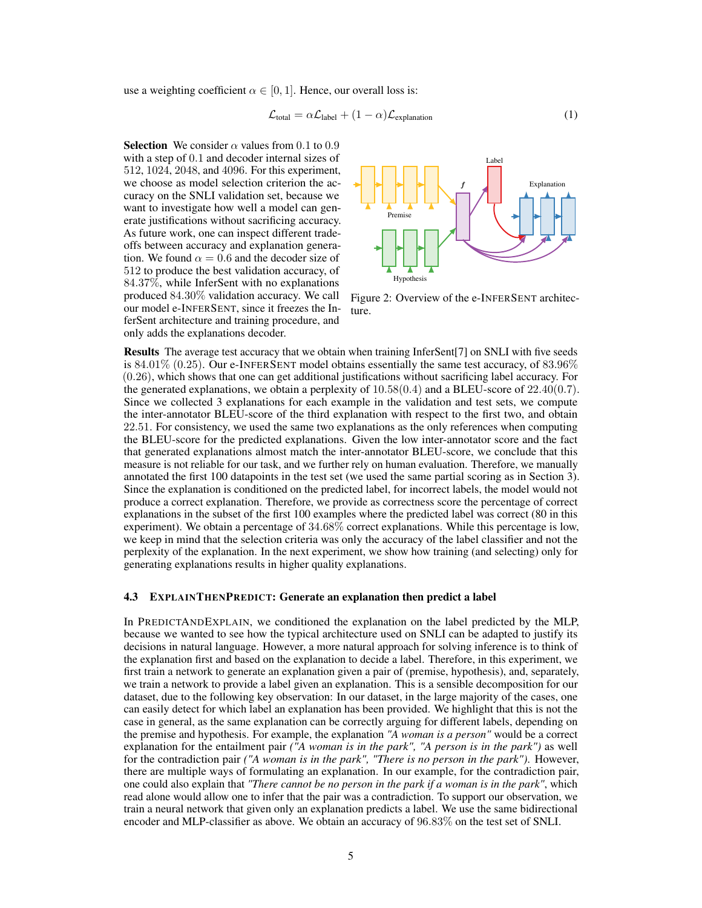use a weighting coefficient $\alpha \in [0, 1]$. Hence, our overall loss is:

$$\mathcal{L}_{\text{total}} = \alpha \mathcal{L}_{\text{label}} + (1 - \alpha)\mathcal{L}_{\text{explanation}} \tag{1}$$

**Selection** We consider $\alpha$ values from $0.1$ to $0.9$ with a step of $0.1$ and decoder internal sizes of $512$, $1024$, $2048$, and $4096$. For this experiment, we choose as model selection criterion the accuracy on the SNLI validation set, because we want to investigate how well a model can generate justifications without sacrificing accuracy. As future work, one can inspect different trade-offs between accuracy and explanation generation. We found $\alpha = 0.6$ and the decoder size of $512$ to produce the best validation accuracy, of $84.37\%$, while InferSent with no explanations produced $84.30\%$ validation accuracy. We call our model e-INFERSENT, since it freezes the InferSent architecture and training procedure, and only adds the explanations decoder.

Figure 2: Overview of the e-INFERSENT architecture.

**Results** The average test accuracy that we obtain when training InferSent[7] on SNLI with five seeds is $84.01\%$ $(0.25)$. Our e-INFERSENT model obtains essentially the same test accuracy, of $83.96\%$ $(0.26)$, which shows that one can get additional justifications without sacrificing label accuracy. For the generated explanations, we obtain a perplexity of $10.58(0.4)$ and a BLEU-score of $22.40(0.7)$. Since we collected 3 explanations for each example in the validation and test sets, we compute the inter-annotator BLEU-score of the third explanation with respect to the first two, and obtain $22.51$. For consistency, we used the same two explanations as the only references when computing the BLEU-score for the predicted explanations. Given the low inter-annotator score and the fact that generated explanations almost match the inter-annotator BLEU-score, we conclude that this measure is not reliable for our task, and we further rely on human evaluation. Therefore, we manually annotated the first 100 datapoints in the test set (we used the same partial scoring as in Section 3). Since the explanation is conditioned on the predicted label, for incorrect labels, the model would not produce a correct explanation. Therefore, we provide as correctness score the percentage of correct explanations in the subset of the first 100 examples where the predicted label was correct (80 in this experiment). We obtain a percentage of $34.68\%$ correct explanations. While this percentage is low, we keep in mind that the selection criteria was only the accuracy of the label classifier and not the perplexity of the explanation. In the next experiment, we show how training (and selecting) only for generating explanations results in higher quality explanations.

### 4.3 EXPLAINTHENPREDICT: Generate an explanation then predict a label

In PREDICTANDEXPLAIN, we conditioned the explanation on the label predicted by the MLP, because we wanted to see how the typical architecture used on SNLI can be adapted to justify its decisions in natural language. However, a more natural approach for solving inference is to think of the explanation first and based on the explanation to decide a label. Therefore, in this experiment, we first train a network to generate an explanation given a pair of (premise, hypothesis), and, separately, we train a network to provide a label given an explanation. This is a sensible decomposition for our dataset, due to the following key observation: In our dataset, in the large majority of the cases, one can easily detect for which label an explanation has been provided. We highlight that this is not the case in general, as the same explanation can be correctly arguing for different labels, depending on the premise and hypothesis. For example, the explanation *"A woman is a person"* would be a correct explanation for the entailment pair *("A woman is in the park", "A person is in the park")* as well for the contradiction pair *("A woman is in the park", "There is no person in the park")*. However, there are multiple ways of formulating an explanation. In our example, for the contradiction pair, one could also explain that *"There cannot be no person in the park if a woman is in the park"*, which read alone would allow one to infer that the pair was a contradiction. To support our observation, we train a neural network that given only an explanation predicts a label. We use the same bidirectional encoder and MLP-classifier as above. We obtain an accuracy of $96.83\%$ on the test set of SNLI.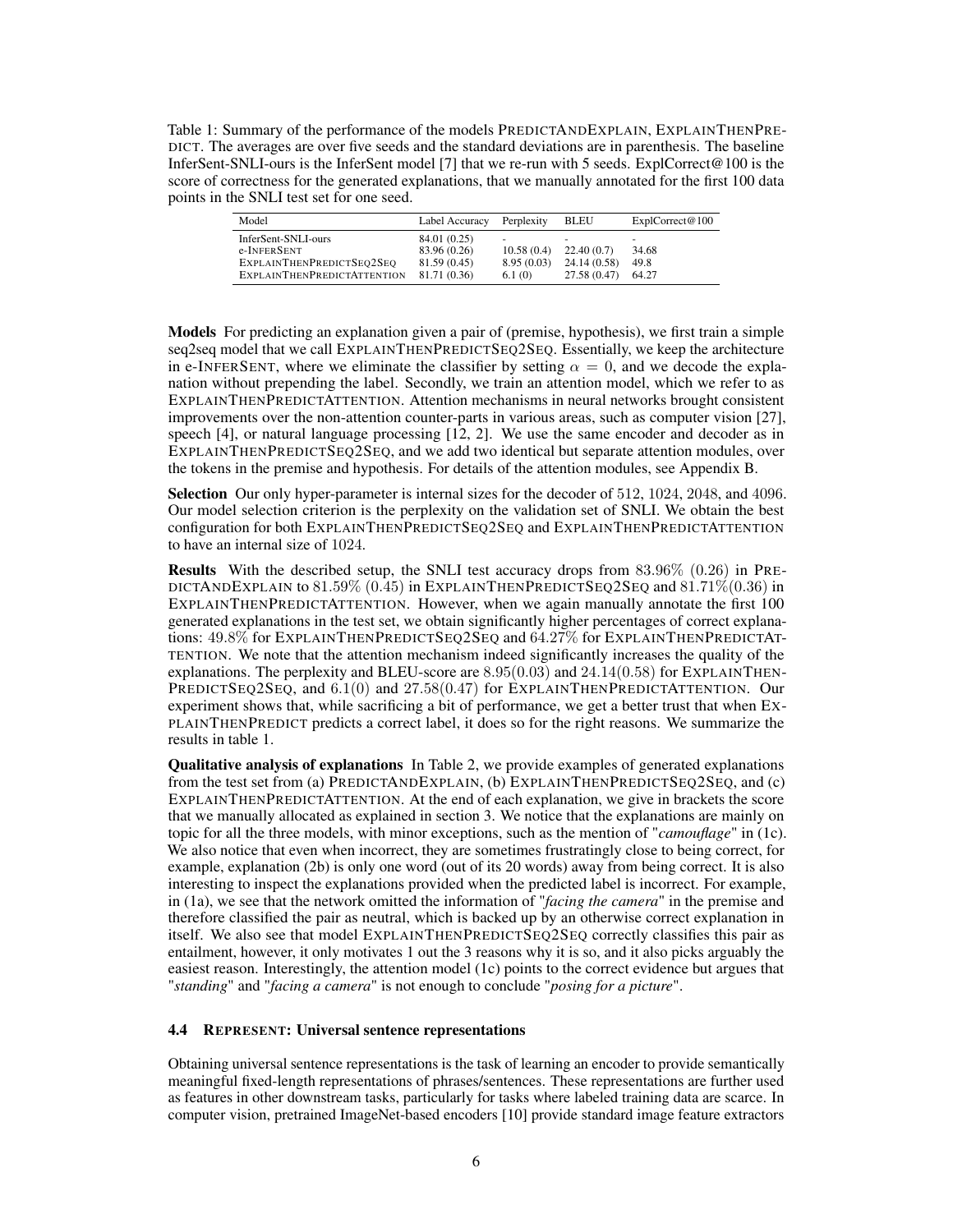Table 1: Summary of the performance of the models PREDICTANDEXPLAIN, EXPLAINTHENPREDICT. The averages are over five seeds and the standard deviations are in parenthesis. The baseline InferSent-SNLI-ours is the InferSent model [7] that we re-run with 5 seeds. ExplCorrect@100 is the score of correctness for the generated explanations, that we manually annotated for the first 100 data points in the SNLI test set for one seed.

| Model | Label Accuracy | Perplexity | BLEU | ExplCorrect@100 |
|---|---|---|---|---|
| InferSent-SNLI-ours | 84.01 (0.25) | - | - | - |
| e-INFERSENT | 83.96 (0.26) | 10.58 (0.4) | 22.40 (0.7) | 34.68 |
| EXPLAINTHENPREDICTSEQ2SEQ | 81.59 (0.45) | 8.95 (0.03) | 24.14 (0.58) | 49.8 |
| EXPLAINTHENPREDICTATTENTION | 81.71 (0.36) | 6.1 (0) | 27.58 (0.47) | 64.27 |

**Models** For predicting an explanation given a pair of (premise, hypothesis), we first train a simple seq2seq model that we call EXPLAINTHENPREDICTSEQ2SEQ. Essentially, we keep the architecture in e-INFERSENT, where we eliminate the classifier by setting $\alpha = 0$, and we decode the explanation without prepending the label. Secondly, we train an attention model, which we refer to as EXPLAINTHENPREDICTATTENTION. Attention mechanisms in neural networks brought consistent improvements over the non-attention counter-parts in various areas, such as computer vision [27], speech [4], or natural language processing [12, 2]. We use the same encoder and decoder as in EXPLAINTHENPREDICTSEQ2SEQ, and we add two identical but separate attention modules, over the tokens in the premise and hypothesis. For details of the attention modules, see Appendix B.

**Selection** Our only hyper-parameter is internal sizes for the decoder of 512, 1024, 2048, and 4096. Our model selection criterion is the perplexity on the validation set of SNLI. We obtain the best configuration for both EXPLAINTHENPREDICTSEQ2SEQ and EXPLAINTHENPREDICTATTENTION to have an internal size of 1024.

**Results** With the described setup, the SNLI test accuracy drops from 83.96% (0.26) in PREDICTANDEXPLAIN to 81.59% (0.45) in EXPLAINTHENPREDICTSEQ2SEQ and 81.71%(0.36) in EXPLAINTHENPREDICTATTENTION. However, when we again manually annotate the first 100 generated explanations in the test set, we obtain significantly higher percentages of correct explanations: 49.8% for EXPLAINTHENPREDICTSEQ2SEQ and 64.27% for EXPLAINTHENPREDICTATTENTION. We note that the attention mechanism indeed significantly increases the quality of the explanations. The perplexity and BLEU-score are 8.95(0.03) and 24.14(0.58) for EXPLAINTHENPREDICTSEQ2SEQ, and 6.1(0) and 27.58(0.47) for EXPLAINTHENPREDICTATTENTION. Our experiment shows that, while sacrificing a bit of performance, we get a better trust that when EXPLAINTHENPREDICT predicts a correct label, it does so for the right reasons. We summarize the results in table 1.

**Qualitative analysis of explanations** In Table 2, we provide examples of generated explanations from the test set from (a) PREDICTANDEXPLAIN, (b) EXPLAINTHENPREDICTSEQ2SEQ, and (c) EXPLAINTHENPREDICTATTENTION. At the end of each explanation, we give in brackets the score that we manually allocated as explained in section 3. We notice that the explanations are mainly on topic for all the three models, with minor exceptions, such as the mention of "*camouflage*" in (1c). We also notice that even when incorrect, they are sometimes frustratingly close to being correct, for example, explanation (2b) is only one word (out of its 20 words) away from being correct. It is also interesting to inspect the explanations provided when the predicted label is incorrect. For example, in (1a), we see that the network omitted the information of "*facing the camera*" in the premise and therefore classified the pair as neutral, which is backed up by an otherwise correct explanation in itself. We also see that model EXPLAINTHENPREDICTSEQ2SEQ correctly classifies this pair as entailment, however, it only motivates 1 out the 3 reasons why it is so, and it also picks arguably the easiest reason. Interestingly, the attention model (1c) points to the correct evidence but argues that "*standing*" and "*facing a camera*" is not enough to conclude "*posing for a picture*".

### 4.4 REPRESENT: Universal sentence representations

Obtaining universal sentence representations is the task of learning an encoder to provide semantically meaningful fixed-length representations of phrases/sentences. These representations are further used as features in other downstream tasks, particularly for tasks where labeled training data are scarce. In computer vision, pretrained ImageNet-based encoders [10] provide standard image feature extractors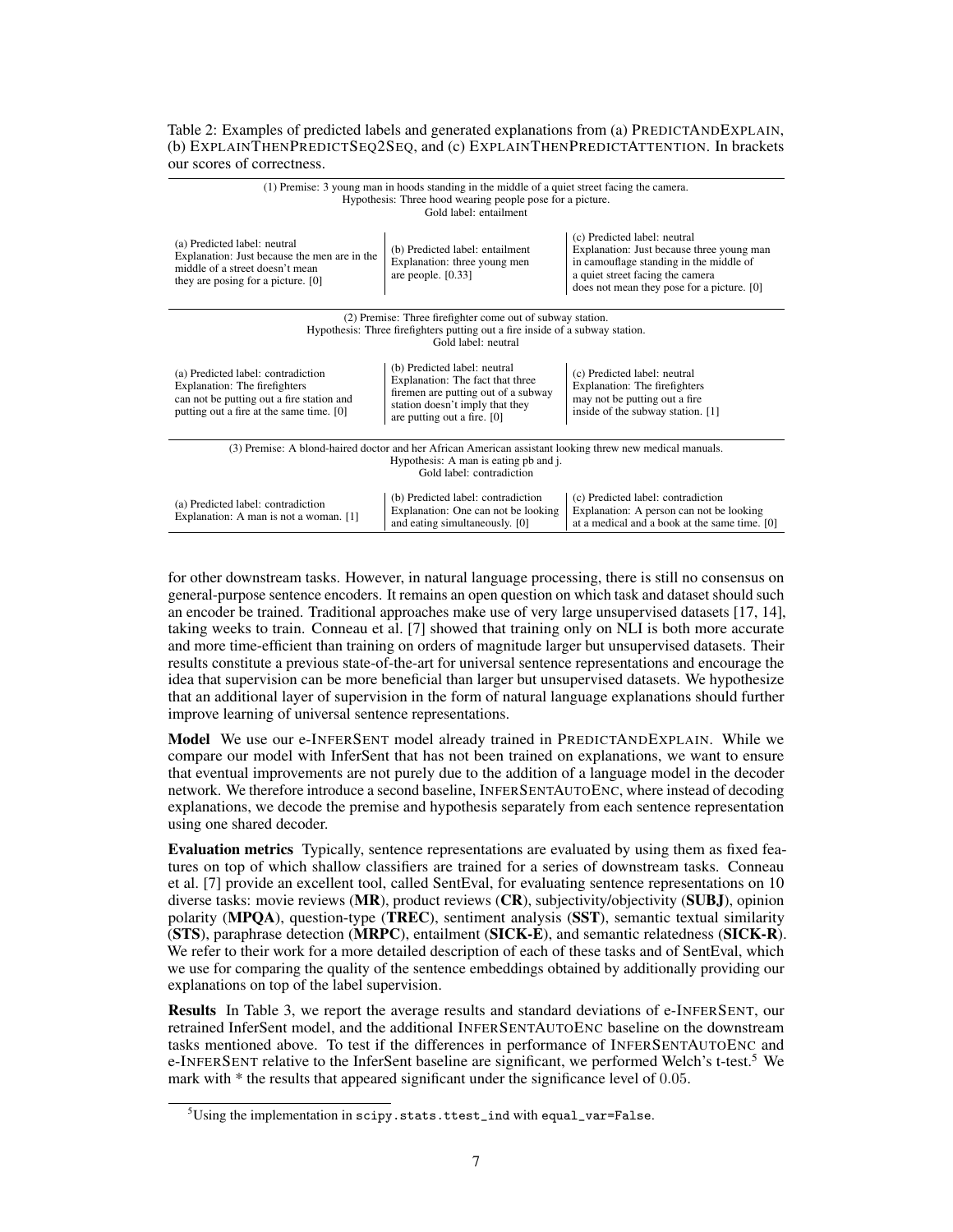Table 2: Examples of predicted labels and generated explanations from (a) PREDICTANDEXPLAIN, (b) EXPLAINTHENPREDICTSEQ2SEQ, and (c) EXPLAINTHENPREDICTATTENTION. In brackets our scores of correctness.

| (1) Premise: 3 young man in hoods standing in the middle of a quiet street facing the camera. Hypothesis: Three hood wearing people pose for a picture. Gold label: entailment | | |
|---|---|---|
| (a) Predicted label: neutral Explanation: Just because the men are in the middle of a street doesn't mean they are posing for a picture. [0] | (b) Predicted label: entailment Explanation: three young men are people. [0.33] | (c) Predicted label: neutral Explanation: Just because three young man in camouflage standing in the middle of a quiet street facing the camera does not mean they pose for a picture. [0] |
| **(2) Premise: Three firefighter come out of subway station. Hypothesis: Three firefighters putting out a fire inside of a subway station. Gold label: neutral** | | |
| (a) Predicted label: contradiction Explanation: The firefighters can not be putting out a fire station and putting out a fire at the same time. [0] | (b) Predicted label: neutral Explanation: The fact that three firemen are putting out of a subway station doesn't imply that they are putting out a fire. [0] | (c) Predicted label: neutral Explanation: The firefighters may not be putting out a fire inside of the subway station. [1] |
| **(3) Premise: A blond-haired doctor and her African American assistant looking threw new medical manuals. Hypothesis: A man is eating pb and j. Gold label: contradiction** | | |
| (a) Predicted label: contradiction Explanation: A man is not a woman. [1] | (b) Predicted label: contradiction Explanation: One can not be looking and eating simultaneously. [0] | (c) Predicted label: contradiction Explanation: A person can not be looking at a medical and a book at the same time. [0] |

for other downstream tasks. However, in natural language processing, there is still no consensus on general-purpose sentence encoders. It remains an open question on which task and dataset should such an encoder be trained. Traditional approaches make use of very large unsupervised datasets [17, 14], taking weeks to train. Conneau et al. [7] showed that training only on NLI is both more accurate and more time-efficient than training on orders of magnitude larger but unsupervised datasets. Their results constitute a previous state-of-the-art for universal sentence representations and encourage the idea that supervision can be more beneficial than larger but unsupervised datasets. We hypothesize that an additional layer of supervision in the form of natural language explanations should further improve learning of universal sentence representations.

**Model** We use our e-INFERSENT model already trained in PREDICTANDEXPLAIN. While we compare our model with InferSent that has not been trained on explanations, we want to ensure that eventual improvements are not purely due to the addition of a language model in the decoder network. We therefore introduce a second baseline, INFERSENTAUTOENC, where instead of decoding explanations, we decode the premise and hypothesis separately from each sentence representation using one shared decoder.

**Evaluation metrics** Typically, sentence representations are evaluated by using them as fixed features on top of which shallow classifiers are trained for a series of downstream tasks. Conneau et al. [7] provide an excellent tool, called SentEval, for evaluating sentence representations on 10 diverse tasks: movie reviews (**MR**), product reviews (**CR**), subjectivity/objectivity (**SUBJ**), opinion polarity (**MPQA**), question-type (**TREC**), sentiment analysis (**SST**), semantic textual similarity (**STS**), paraphrase detection (**MRPC**), entailment (**SICK-E**), and semantic relatedness (**SICK-R**). We refer to their work for a more detailed description of each of these tasks and of SentEval, which we use for comparing the quality of the sentence embeddings obtained by additionally providing our explanations on top of the label supervision.

**Results** In Table 3, we report the average results and standard deviations of e-INFERSENT, our retrained InferSent model, and the additional INFERSENTAUTOENC baseline on the downstream tasks mentioned above. To test if the differences in performance of INFERSENTAUTOENC and e-INFERSENT relative to the InferSent baseline are significant, we performed Welch's t-test.[5] We mark with * the results that appeared significant under the significance level of 0.05.

[5] Using the implementation in `scipy.stats.ttest_ind` with `equal_var=False`.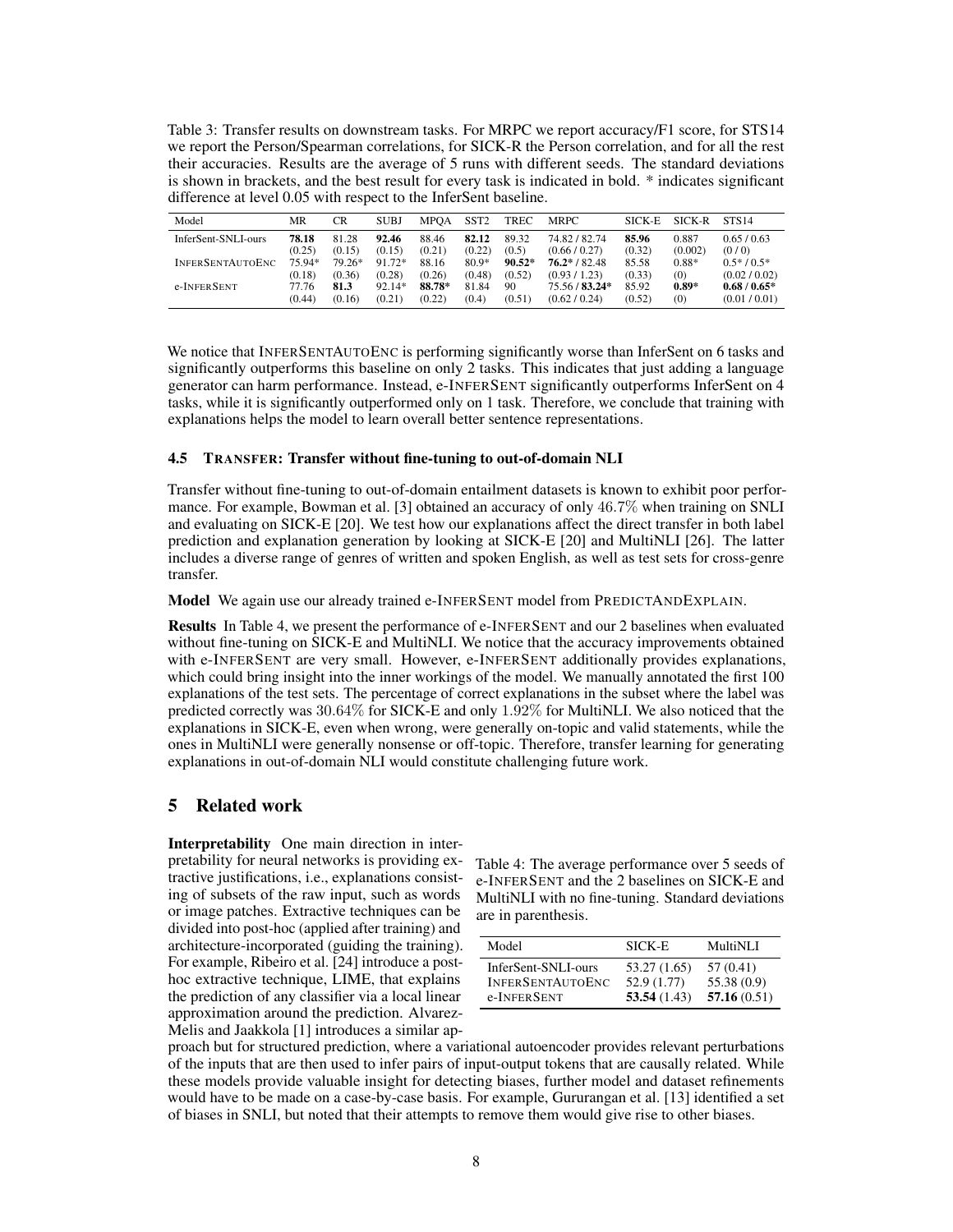Table 3: Transfer results on downstream tasks. For MRPC we report accuracy/F1 score, for STS14 we report the Person/Spearman correlations, for SICK-R the Person correlation, and for all the rest their accuracies. Results are the average of 5 runs with different seeds. The standard deviations is shown in brackets, and the best result for every task is indicated in bold. * indicates significant difference at level 0.05 with respect to the InferSent baseline.

| Model | MR | CR | SUBJ | MPQA | SST2 | TREC | MRPC | SICK-E | SICK-R | STS14 |
|---|---|---|---|---|---|---|---|---|---|---|
| InferSent-SNLI-ours | **78.18** (0.25) | 81.28 (0.15) | **92.46** (0.15) | 88.46 (0.21) | **82.12** (0.22) | 89.32 (0.5) | 74.82 / 82.74 (0.66 / 0.27) | **85.96** (0.32) | 0.887 (0.002) | 0.65 / 0.63 (0 / 0) |
| INFERSENTAUTOENC | 75.94* (0.18) | 79.26* (0.36) | 91.72* (0.28) | 88.16 (0.26) | 80.9* (0.48) | **90.52*** (0.52) | **76.2*** / 82.48 (0.93 / 1.23) | 85.58 (0.33) | 0.88* (0) | 0.5* / 0.5* (0.02 / 0.02) |
| e-INFERSENT | 77.76 (0.44) | **81.3** (0.16) | 92.14* (0.21) | **88.78*** (0.22) | 81.84 (0.4) | 90 (0.51) | 75.56 / **83.24*** (0.62 / 0.24) | 85.92 (0.52) | **0.89*** (0) | **0.68 / 0.65*** (0.01 / 0.01) |

We notice that INFERSENTAUTOENC is performing significantly worse than InferSent on 6 tasks and significantly outperforms this baseline on only 2 tasks. This indicates that just adding a language generator can harm performance. Instead, e-INFERSENT significantly outperforms InferSent on 4 tasks, while it is significantly outperformed only on 1 task. Therefore, we conclude that training with explanations helps the model to learn overall better sentence representations.

### 4.5 TRANSFER: Transfer without fine-tuning to out-of-domain NLI

Transfer without fine-tuning to out-of-domain entailment datasets is known to exhibit poor performance. For example, Bowman et al. [3] obtained an accuracy of only 46.7% when training on SNLI and evaluating on SICK-E [20]. We test how our explanations affect the direct transfer in both label prediction and explanation generation by looking at SICK-E [20] and MultiNLI [26]. The latter includes a diverse range of genres of written and spoken English, as well as test sets for cross-genre transfer.

**Model** We again use our already trained e-INFERSENT model from PREDICTANDEXPLAIN.

**Results** In Table 4, we present the performance of e-INFERSENT and our 2 baselines when evaluated without fine-tuning on SICK-E and MultiNLI. We notice that the accuracy improvements obtained with e-INFERSENT are very small. However, e-INFERSENT additionally provides explanations, which could bring insight into the inner workings of the model. We manually annotated the first 100 explanations of the test sets. The percentage of correct explanations in the subset where the label was predicted correctly was 30.64% for SICK-E and only 1.92% for MultiNLI. We also noticed that the explanations in SICK-E, even when wrong, were generally on-topic and valid statements, while the ones in MultiNLI were generally nonsense or off-topic. Therefore, transfer learning for generating explanations in out-of-domain NLI would constitute challenging future work.

## 5 Related work

Table 4: The average performance over 5 seeds of e-INFERSENT and the 2 baselines on SICK-E and MultiNLI with no fine-tuning. Standard deviations are in parenthesis.

| Model | SICK-E | MultiNLI |
|---|---|---|
| InferSent-SNLI-ours | 53.27 (1.65) | 57 (0.41) |
| INFERSENTAUTOENC | 52.9 (1.77) | 55.38 (0.9) |
| e-INFERSENT | **53.54** (1.43) | **57.16** (0.51) |

**Interpretability** One main direction in interpretability for neural networks is providing extractive justifications, i.e., explanations consisting of subsets of the raw input, such as words or image patches. Extractive techniques can be divided into post-hoc (applied after training) and architecture-incorporated (guiding the training). For example, Ribeiro et al. [24] introduce a post-hoc extractive technique, LIME, that explains the prediction of any classifier via a local linear approximation around the prediction. Alvarez-Melis and Jaakkola [1] introduces a similar approach but for structured prediction, where a variational autoencoder provides relevant perturbations of the inputs that are then used to infer pairs of input-output tokens that are causally related. While these models provide valuable insight for detecting biases, further model and dataset refinements would have to be made on a case-by-case basis. For example, Gururangan et al. [13] identified a set of biases in SNLI, but noted that their attempts to remove them would give rise to other biases.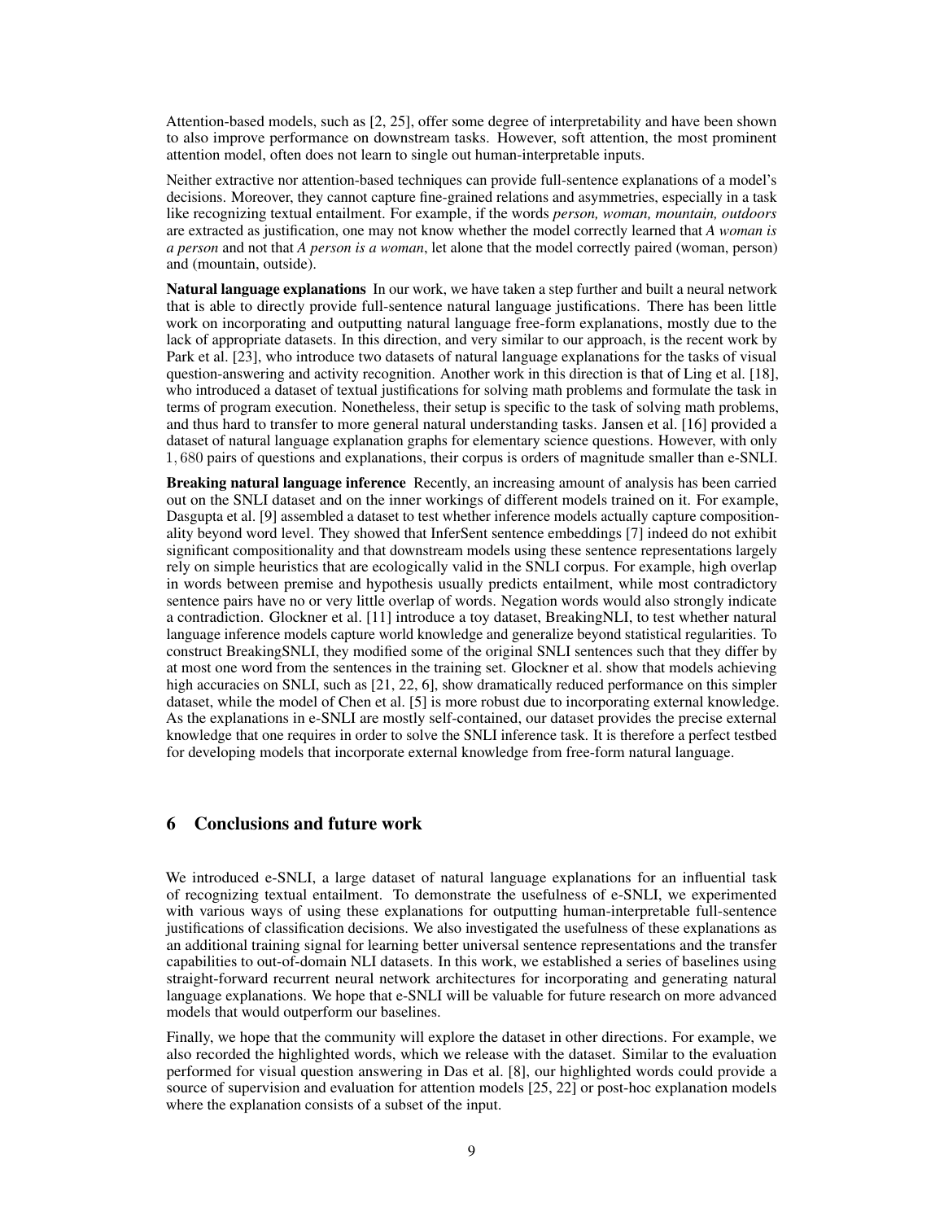Attention-based models, such as [2, 25], offer some degree of interpretability and have been shown to also improve performance on downstream tasks. However, soft attention, the most prominent attention model, often does not learn to single out human-interpretable inputs.

Neither extractive nor attention-based techniques can provide full-sentence explanations of a model's decisions. Moreover, they cannot capture fine-grained relations and asymmetries, especially in a task like recognizing textual entailment. For example, if the words *person, woman, mountain, outdoors* are extracted as justification, one may not know whether the model correctly learned that *A woman is a person* and not that *A person is a woman*, let alone that the model correctly paired (woman, person) and (mountain, outside).

**Natural language explanations** In our work, we have taken a step further and built a neural network that is able to directly provide full-sentence natural language justifications. There has been little work on incorporating and outputting natural language free-form explanations, mostly due to the lack of appropriate datasets. In this direction, and very similar to our approach, is the recent work by Park et al. [23], who introduce two datasets of natural language explanations for the tasks of visual question-answering and activity recognition. Another work in this direction is that of Ling et al. [18], who introduced a dataset of textual justifications for solving math problems and formulate the task in terms of program execution. Nonetheless, their setup is specific to the task of solving math problems, and thus hard to transfer to more general natural understanding tasks. Jansen et al. [16] provided a dataset of natural language explanation graphs for elementary science questions. However, with only 1,680 pairs of questions and explanations, their corpus is orders of magnitude smaller than e-SNLI.

**Breaking natural language inference** Recently, an increasing amount of analysis has been carried out on the SNLI dataset and on the inner workings of different models trained on it. For example, Dasgupta et al. [9] assembled a dataset to test whether inference models actually capture compositionality beyond word level. They showed that InferSent sentence embeddings [7] indeed do not exhibit significant compositionality and that downstream models using these sentence representations largely rely on simple heuristics that are ecologically valid in the SNLI corpus. For example, high overlap in words between premise and hypothesis usually predicts entailment, while most contradictory sentence pairs have no or very little overlap of words. Negation words would also strongly indicate a contradiction. Glockner et al. [11] introduce a toy dataset, BreakingNLI, to test whether natural language inference models capture world knowledge and generalize beyond statistical regularities. To construct BreakingSNLI, they modified some of the original SNLI sentences such that they differ by at most one word from the sentences in the training set. Glockner et al. show that models achieving high accuracies on SNLI, such as [21, 22, 6], show dramatically reduced performance on this simpler dataset, while the model of Chen et al. [5] is more robust due to incorporating external knowledge. As the explanations in e-SNLI are mostly self-contained, our dataset provides the precise external knowledge that one requires in order to solve the SNLI inference task. It is therefore a perfect testbed for developing models that incorporate external knowledge from free-form natural language.

## 6 Conclusions and future work

We introduced e-SNLI, a large dataset of natural language explanations for an influential task of recognizing textual entailment. To demonstrate the usefulness of e-SNLI, we experimented with various ways of using these explanations for outputting human-interpretable full-sentence justifications of classification decisions. We also investigated the usefulness of these explanations as an additional training signal for learning better universal sentence representations and the transfer capabilities to out-of-domain NLI datasets. In this work, we established a series of baselines using straight-forward recurrent neural network architectures for incorporating and generating natural language explanations. We hope that e-SNLI will be valuable for future research on more advanced models that would outperform our baselines.

Finally, we hope that the community will explore the dataset in other directions. For example, we also recorded the highlighted words, which we release with the dataset. Similar to the evaluation performed for visual question answering in Das et al. [8], our highlighted words could provide a source of supervision and evaluation for attention models [25, 22] or post-hoc explanation models where the explanation consists of a subset of the input.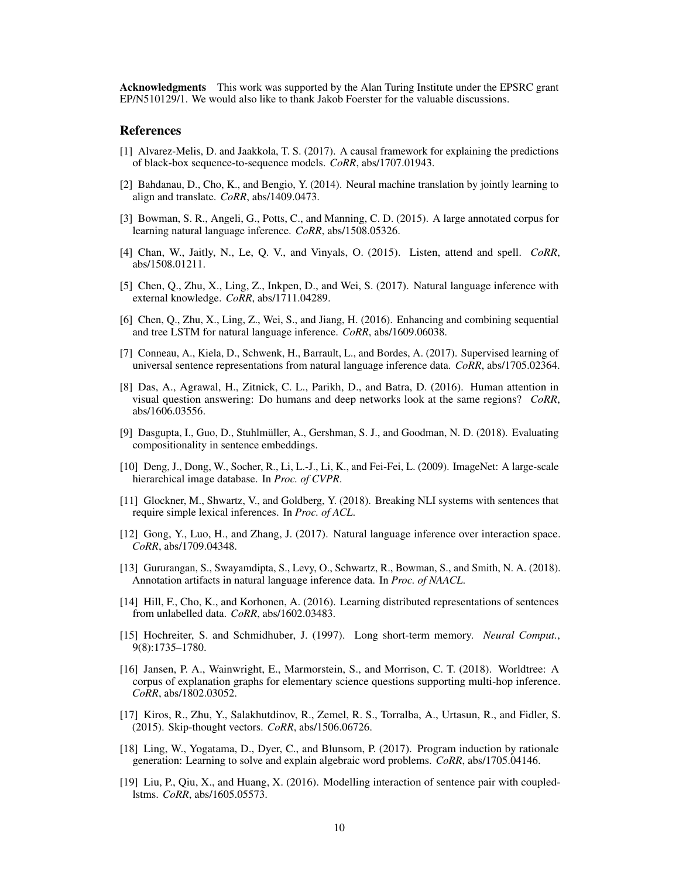**Acknowledgments** This work was supported by the Alan Turing Institute under the EPSRC grant EP/N510129/1. We would also like to thank Jakob Foerster for the valuable discussions.

## References

[1] Alvarez-Melis, D. and Jaakkola, T. S. (2017). A causal framework for explaining the predictions of black-box sequence-to-sequence models. *CoRR*, abs/1707.01943.

[2] Bahdanau, D., Cho, K., and Bengio, Y. (2014). Neural machine translation by jointly learning to align and translate. *CoRR*, abs/1409.0473.

[3] Bowman, S. R., Angeli, G., Potts, C., and Manning, C. D. (2015). A large annotated corpus for learning natural language inference. *CoRR*, abs/1508.05326.

[4] Chan, W., Jaitly, N., Le, Q. V., and Vinyals, O. (2015). Listen, attend and spell. *CoRR*, abs/1508.01211.

[5] Chen, Q., Zhu, X., Ling, Z., Inkpen, D., and Wei, S. (2017). Natural language inference with external knowledge. *CoRR*, abs/1711.04289.

[6] Chen, Q., Zhu, X., Ling, Z., Wei, S., and Jiang, H. (2016). Enhancing and combining sequential and tree LSTM for natural language inference. *CoRR*, abs/1609.06038.

[7] Conneau, A., Kiela, D., Schwenk, H., Barrault, L., and Bordes, A. (2017). Supervised learning of universal sentence representations from natural language inference data. *CoRR*, abs/1705.02364.

[8] Das, A., Agrawal, H., Zitnick, C. L., Parikh, D., and Batra, D. (2016). Human attention in visual question answering: Do humans and deep networks look at the same regions? *CoRR*, abs/1606.03556.

[9] Dasgupta, I., Guo, D., Stuhlmüller, A., Gershman, S. J., and Goodman, N. D. (2018). Evaluating compositionality in sentence embeddings.

[10] Deng, J., Dong, W., Socher, R., Li, L.-J., Li, K., and Fei-Fei, L. (2009). ImageNet: A large-scale hierarchical image database. In *Proc. of CVPR*.

[11] Glockner, M., Shwartz, V., and Goldberg, Y. (2018). Breaking NLI systems with sentences that require simple lexical inferences. In *Proc. of ACL*.

[12] Gong, Y., Luo, H., and Zhang, J. (2017). Natural language inference over interaction space. *CoRR*, abs/1709.04348.

[13] Gururangan, S., Swayamdipta, S., Levy, O., Schwartz, R., Bowman, S., and Smith, N. A. (2018). Annotation artifacts in natural language inference data. In *Proc. of NAACL*.

[14] Hill, F., Cho, K., and Korhonen, A. (2016). Learning distributed representations of sentences from unlabelled data. *CoRR*, abs/1602.03483.

[15] Hochreiter, S. and Schmidhuber, J. (1997). Long short-term memory. *Neural Comput.*, 9(8):1735–1780.

[16] Jansen, P. A., Wainwright, E., Marmorstein, S., and Morrison, C. T. (2018). Worldtree: A corpus of explanation graphs for elementary science questions supporting multi-hop inference. *CoRR*, abs/1802.03052.

[17] Kiros, R., Zhu, Y., Salakhutdinov, R., Zemel, R. S., Torralba, A., Urtasun, R., and Fidler, S. (2015). Skip-thought vectors. *CoRR*, abs/1506.06726.

[18] Ling, W., Yogatama, D., Dyer, C., and Blunsom, P. (2017). Program induction by rationale generation: Learning to solve and explain algebraic word problems. *CoRR*, abs/1705.04146.

[19] Liu, P., Qiu, X., and Huang, X. (2016). Modelling interaction of sentence pair with coupled-lstms. *CoRR*, abs/1605.05573.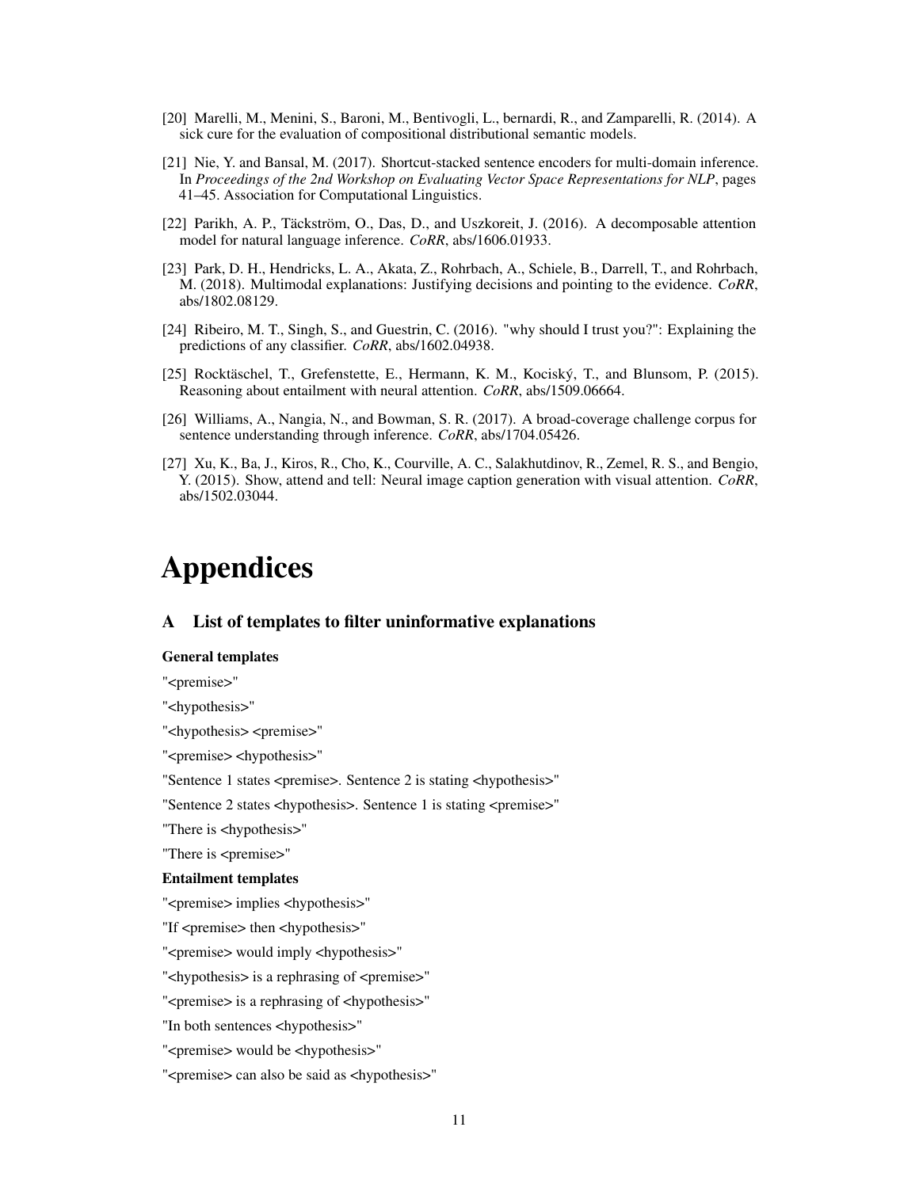[20] Marelli, M., Menini, S., Baroni, M., Bentivogli, L., bernardi, R., and Zamparelli, R. (2014). A sick cure for the evaluation of compositional distributional semantic models.

[21] Nie, Y. and Bansal, M. (2017). Shortcut-stacked sentence encoders for multi-domain inference. In *Proceedings of the 2nd Workshop on Evaluating Vector Space Representations for NLP*, pages 41–45. Association for Computational Linguistics.

[22] Parikh, A. P., Täckström, O., Das, D., and Uszkoreit, J. (2016). A decomposable attention model for natural language inference. *CoRR*, abs/1606.01933.

[23] Park, D. H., Hendricks, L. A., Akata, Z., Rohrbach, A., Schiele, B., Darrell, T., and Rohrbach, M. (2018). Multimodal explanations: Justifying decisions and pointing to the evidence. *CoRR*, abs/1802.08129.

[24] Ribeiro, M. T., Singh, S., and Guestrin, C. (2016). "why should I trust you?": Explaining the predictions of any classifier. *CoRR*, abs/1602.04938.

[25] Rocktäschel, T., Grefenstette, E., Hermann, K. M., Kociský, T., and Blunsom, P. (2015). Reasoning about entailment with neural attention. *CoRR*, abs/1509.06664.

[26] Williams, A., Nangia, N., and Bowman, S. R. (2017). A broad-coverage challenge corpus for sentence understanding through inference. *CoRR*, abs/1704.05426.

[27] Xu, K., Ba, J., Kiros, R., Cho, K., Courville, A. C., Salakhutdinov, R., Zemel, R. S., and Bengio, Y. (2015). Show, attend and tell: Neural image caption generation with visual attention. *CoRR*, abs/1502.03044.

# Appendices

## A List of templates to filter uninformative explanations

**General templates**

"<premise>"

"<hypothesis>"

"<hypothesis> <premise>"

"<premise> <hypothesis>"

"Sentence 1 states <premise>. Sentence 2 is stating <hypothesis>"

"Sentence 2 states <hypothesis>. Sentence 1 is stating <premise>"

"There is <hypothesis>"

"There is <premise>"

**Entailment templates**

"<premise> implies <hypothesis>"

"If <premise> then <hypothesis>"

"<premise> would imply <hypothesis>"

"<hypothesis> is a rephrasing of <premise>"

"<premise> is a rephrasing of <hypothesis>"

"In both sentences <hypothesis>"

"<premise> would be <hypothesis>"

"<premise> can also be said as <hypothesis>"